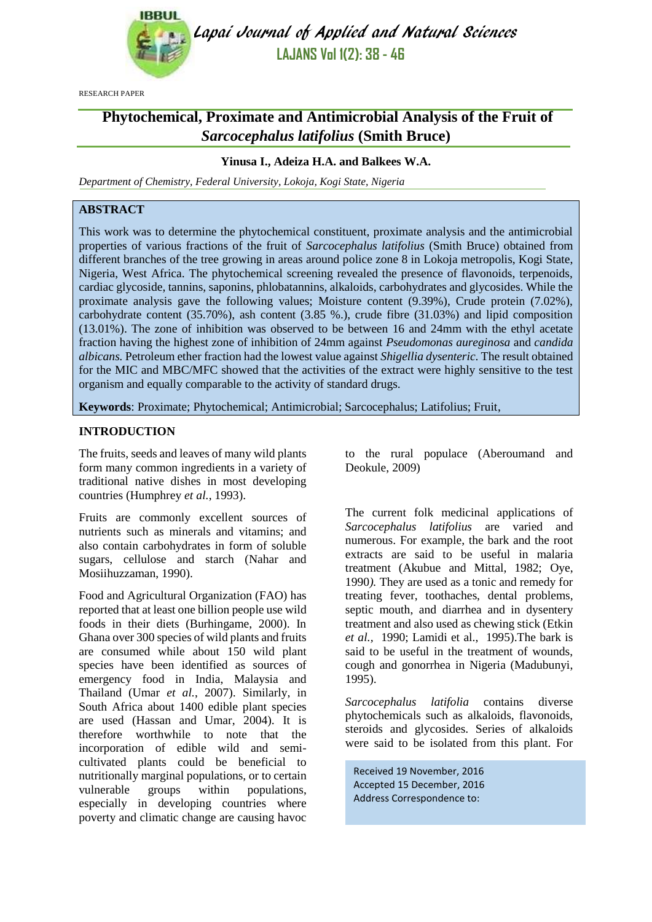RESEARCH PAPER

# Phytochemical, Proximate and Antimicrobial Analysis of the Fruit of *Sarcocephalus latifolius* (Smith Bruce)

**Yinusa I., Adeiza H.A. and Balkees W.A.**

*Department of Chemistry, Federal University, Lokoja, Kogi State, Nigeria*

## ABSTRACT

This work was to determine the phytochemical constituent, proximate analysis and the antimicrobial properties of various fractions of the fruit of *Sarcocephalus latifolius* (Smith Bruce) obtained from different branches of the tree growing in areas around police zone 8 in Lokoja metropolis, Kogi State, Nigeria, West Africa. The phytochemical screening revealed the presence of flavonoids, terpenoids, cardiac glycoside, tannins, saponins, phlobatannins, alkaloids, carbohydrates and glycosides. While the proximate analysis gave the following values; Moisture content (9.39%), Crude protein (7.02%), carbohydrate content (35.70%), ash content (3.85 %.), crude fibre (31.03%) and lipid composition (13.01%). The zone of inhibition was observed to be between 16 and 24mm with the ethyl acetate fraction having the highest zone of inhibition of 24mm against *Pseudomonas aureginosa* and *candida albicans.* Petroleum ether fraction had the lowest value against *Shigellia dysenteric*. The result obtained for the MIC and MBC/MFC showed that the activities of the extract were highly sensitive to the test organism and equally comparable to the activity of standard drugs.

**Keywords**: Proximate; Phytochemical; Antimicrobial; Sarcocephalus; Latifolius; Fruit,

## INTRODUCTION

The fruits, seeds and leaves of many wild plants form many common ingredients in a variety of traditional native dishes in most developing countries (Humphrey *et al.*, 1993).

Fruits are commonly excellent sources of nutrients such as minerals and vitamins; and also contain carbohydrates in form of soluble sugars, cellulose and starch (Nahar and Mosiihuzzaman, 1990).

Food and Agricultural Organization (FAO) has reported that at least one billion people use wild foods in their diets (Burhingame, 2000). In Ghana over 300 species of wild plants and fruits are consumed while about 150 wild plant species have been identified as sources of emergency food in India, Malaysia and Thailand (Umar *et al.*, 2007). Similarly, in South Africa about 1400 edible plant species are used (Hassan and Umar, 2004). It is therefore worthwhile to note that the incorporation of edible wild and semi-cultivated plants could be beneficial to nutritionally marginal populations, or to certain vulnerable groups within populations, especially in developing countries where poverty and climatic change are causing havoc to the rural populace (Aberoumand and Deokule, 2009)

The current folk medicinal applications of *Sarcocephalus latifolius* are varied and numerous. For example, the bark and the root extracts are said to be useful in malaria treatment (Akubue and Mittal, 1982; Oye, 1990*).* They are used as a tonic and remedy for treating fever, toothaches, dental problems, septic mouth, and diarrhea and in dysentery treatment and also used as chewing stick (Etkin *et al.,* 1990; Lamidi et al., 1995).The bark is said to be useful in the treatment of wounds, cough and gonorrhea in Nigeria (Madubunyi, 1995).

*Sarcocephalus latifolia* contains diverse phytochemicals such as alkaloids, flavonoids, steroids and glycosides. Series of alkaloids were said to be isolated from this plant. For

Received 19 November, 2016
Accepted 15 December, 2016
Address Correspondence to: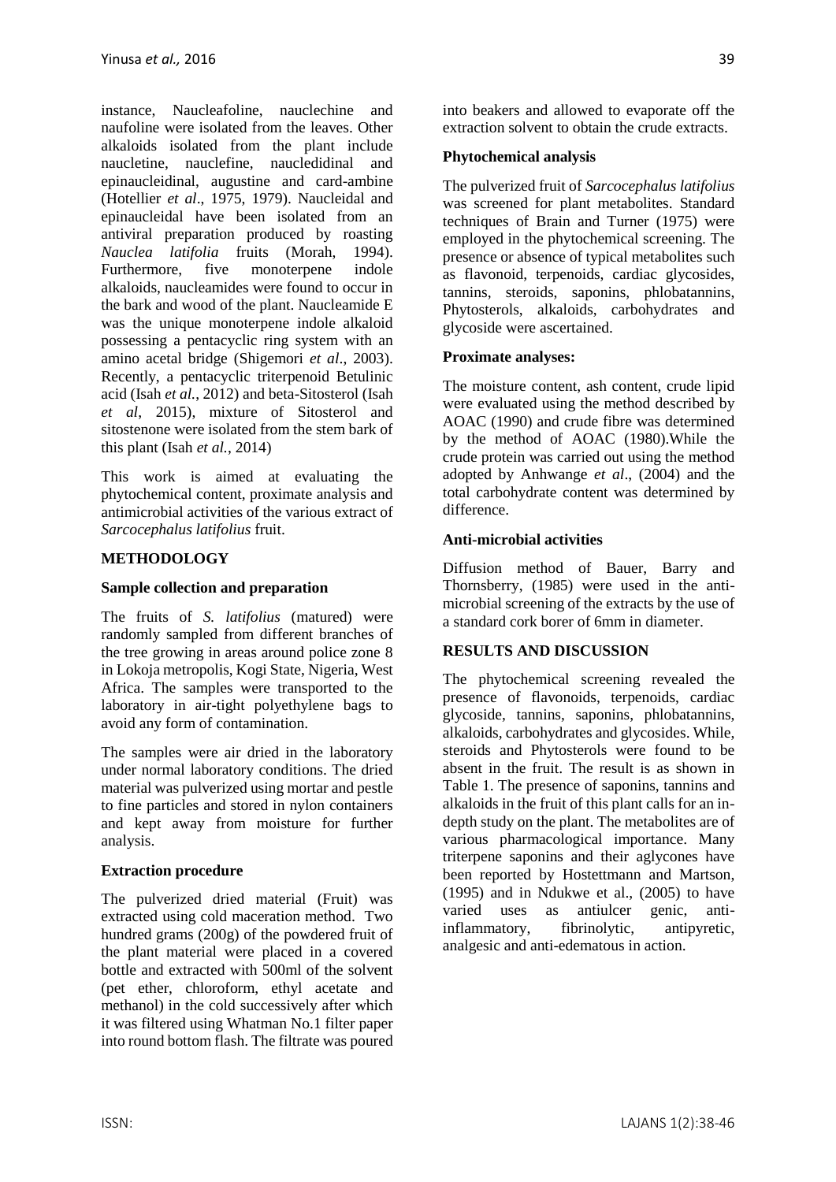instance, Naucleafoline, nauclechine and naufoline were isolated from the leaves. Other alkaloids isolated from the plant include naucletine, nauclefine, nauclediдinal and epinaucleidinal, augustine and card-ambine (Hotellier *et al*., 1975, 1979). Naucleidal and epinaucleidal have been isolated from an antiviral preparation produced by roasting *Nauclea latifolia* fruits (Morah, 1994). Furthermore, five monoterpene indole alkaloids, naucleamides were found to occur in the bark and wood of the plant. Naucleamide E was the unique monoterpene indole alkaloid possessing a pentacyclic ring system with an amino acetal bridge (Shigemori *et al*., 2003). Recently, a pentacyclic triterpenoid Betulinic acid (Isah *et al.*, 2012) and beta-Sitosterol (Isah *et al*, 2015), mixture of Sitosterol and sitostenone were isolated from the stem bark of this plant (Isah *et al.*, 2014)

This work is aimed at evaluating the phytochemical content, proximate analysis and antimicrobial activities of the various extract of *Sarcocephalus latifolius* fruit.

## METHODOLOGY

### Sample collection and preparation

The fruits of *S. latifolius* (matured) were randomly sampled from different branches of the tree growing in areas around police zone 8 in Lokoja metropolis, Kogi State, Nigeria, West Africa. The samples were transported to the laboratory in air-tight polyethylene bags to avoid any form of contamination.

The samples were air dried in the laboratory under normal laboratory conditions. The dried material was pulverized using mortar and pestle to fine particles and stored in nylon containers and kept away from moisture for further analysis.

### Extraction procedure

The pulverized dried material (Fruit) was extracted using cold maceration method. Two hundred grams (200g) of the powdered fruit of the plant material were placed in a covered bottle and extracted with 500ml of the solvent (pet ether, chloroform, ethyl acetate and methanol) in the cold successively after which it was filtered using Whatman No.1 filter paper into round bottom flash. The filtrate was poured into beakers and allowed to evaporate off the extraction solvent to obtain the crude extracts.

### Phytochemical analysis

The pulverized fruit of *Sarcocephalus latifolius* was screened for plant metabolites. Standard techniques of Brain and Turner (1975) were employed in the phytochemical screening. The presence or absence of typical metabolites such as flavonoid, terpenoids, cardiac glycosides, tannins, steroids, saponins, phlobatannins, Phytosterols, alkaloids, carbohydrates and glycoside were ascertained.

### Proximate analyses:

The moisture content, ash content, crude lipid were evaluated using the method described by AOAC (1990) and crude fibre was determined by the method of AOAC (1980).While the crude protein was carried out using the method adopted by Anhwange *et al*., (2004) and the total carbohydrate content was determined by difference.

### Anti-microbial activities

Diffusion method of Bauer, Barry and Thornsberry, (1985) were used in the anti-microbial screening of the extracts by the use of a standard cork borer of 6mm in diameter.

## RESULTS AND DISCUSSION

The phytochemical screening revealed the presence of flavonoids, terpenoids, cardiac glycoside, tannins, saponins, phlobatannins, alkaloids, carbohydrates and glycosides. While, steroids and Phytosterols were found to be absent in the fruit. The result is as shown in Table 1. The presence of saponins, tannins and alkaloids in the fruit of this plant calls for an in-depth study on the plant. The metabolites are of various pharmacological importance. Many triterpene saponins and their aglycones have been reported by Hostettmann and Martson, (1995) and in Ndukwe et al., (2005) to have varied uses as antiulcer genic, anti-inflammatory, fibrinolytic, antipyretic, analgesic and anti-edematous in action.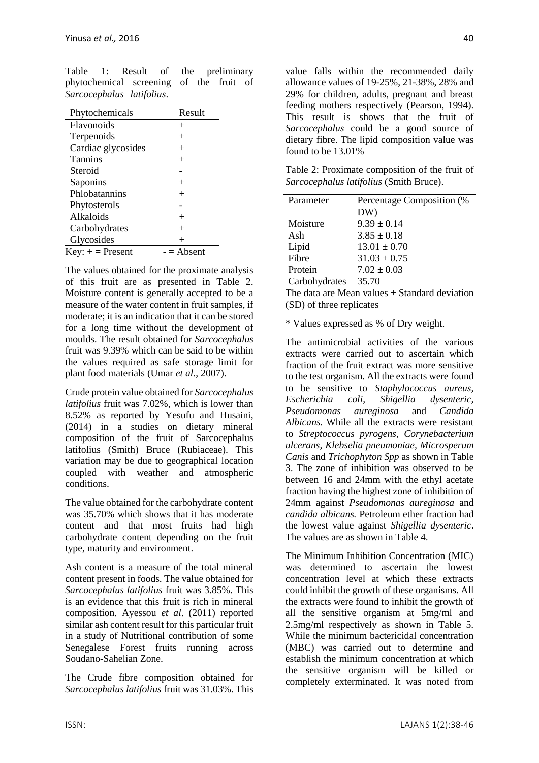Table 1: Result of the preliminary phytochemical screening of the fruit of *Sarcocephalus latifolius*.

| Phytochemicals | Result |
|---|---|
| Flavonoids | + |
| Terpenoids | + |
| Cardiac glycosides | + |
| Tannins | + |
| Steroid | - |
| Saponins | + |
| Phlobatannins | + |
| Phytosterols | - |
| Alkaloids | + |
| Carbohydrates | + |
| Glycosides | + |
| Key: + = Present | - = Absent |

The values obtained for the proximate analysis of this fruit are as presented in Table 2. Moisture content is generally accepted to be a measure of the water content in fruit samples, if moderate; it is an indication that it can be stored for a long time without the development of moulds. The result obtained for *Sarcocephalus* fruit was 9.39% which can be said to be within the values required as safe storage limit for plant food materials (Umar *et al*., 2007).

Crude protein value obtained for *Sarcocephalus latifolius* fruit was 7.02%, which is lower than 8.52% as reported by Yesufu and Husaini, (2014) in a studies on dietary mineral composition of the fruit of Sarcocephalus latifolius (Smith) Bruce (Rubiaceae). This variation may be due to geographical location coupled with weather and atmospheric conditions.

The value obtained for the carbohydrate content was 35.70% which shows that it has moderate content and that most fruits had high carbohydrate content depending on the fruit type, maturity and environment.

Ash content is a measure of the total mineral content present in foods. The value obtained for *Sarcocephalus latifolius* fruit was 3.85%. This is an evidence that this fruit is rich in mineral composition. Ayessou *et al*. (2011) reported similar ash content result for this particular fruit in a study of Nutritional contribution of some Senegalese Forest fruits running across Soudano-Sahelian Zone.

The Crude fibre composition obtained for *Sarcocephalus latifolius* fruit was 31.03%. This value falls within the recommended daily allowance values of 19-25%, 21-38%, 28% and 29% for children, adults, pregnant and breast feeding mothers respectively (Pearson, 1994). This result is shows that the fruit of *Sarcocephalus* could be a good source of dietary fibre. The lipid composition value was found to be 13.01%

Table 2: Proximate composition of the fruit of *Sarcocephalus latifolius* (Smith Bruce).

| Parameter | Percentage Composition (% DW) |
|---|---|
| Moisture | $9.39 \pm 0.14$ |
| Ash | $3.85 \pm 0.18$ |
| Lipid | $13.01 \pm 0.70$ |
| Fibre | $31.03 \pm 0.75$ |
| Protein | $7.02 \pm 0.03$ |
| Carbohydrates | 35.70 |

The data are Mean values ± Standard deviation (SD) of three replicates

\* Values expressed as % of Dry weight.

The antimicrobial activities of the various extracts were carried out to ascertain which fraction of the fruit extract was more sensitive to the test organism. All the extracts were found to be sensitive to *Staphylococcus aureus, Escherichia coli, Shigellia dysenteric, Pseudomonas aureginosa* and *Candida Albicans.* While all the extracts were resistant to *Streptococcus pyrogens, Corynebacterium ulcerans, Klebselia pneumoniae, Microsperum Canis* and *Trichophyton Spp* as shown in Table 3. The zone of inhibition was observed to be between 16 and 24mm with the ethyl acetate fraction having the highest zone of inhibition of 24mm against *Pseudomonas aureginosa* and *candida albicans.* Petroleum ether fraction had the lowest value against *Shigellia dysenteric*. The values are as shown in Table 4.

The Minimum Inhibition Concentration (MIC) was determined to ascertain the lowest concentration level at which these extracts could inhibit the growth of these organisms. All the extracts were found to inhibit the growth of all the sensitive organism at 5mg/ml and 2.5mg/ml respectively as shown in Table 5. While the minimum bactericidal concentration (MBC) was carried out to determine and establish the minimum concentration at which the sensitive organism will be killed or completely exterminated. It was noted from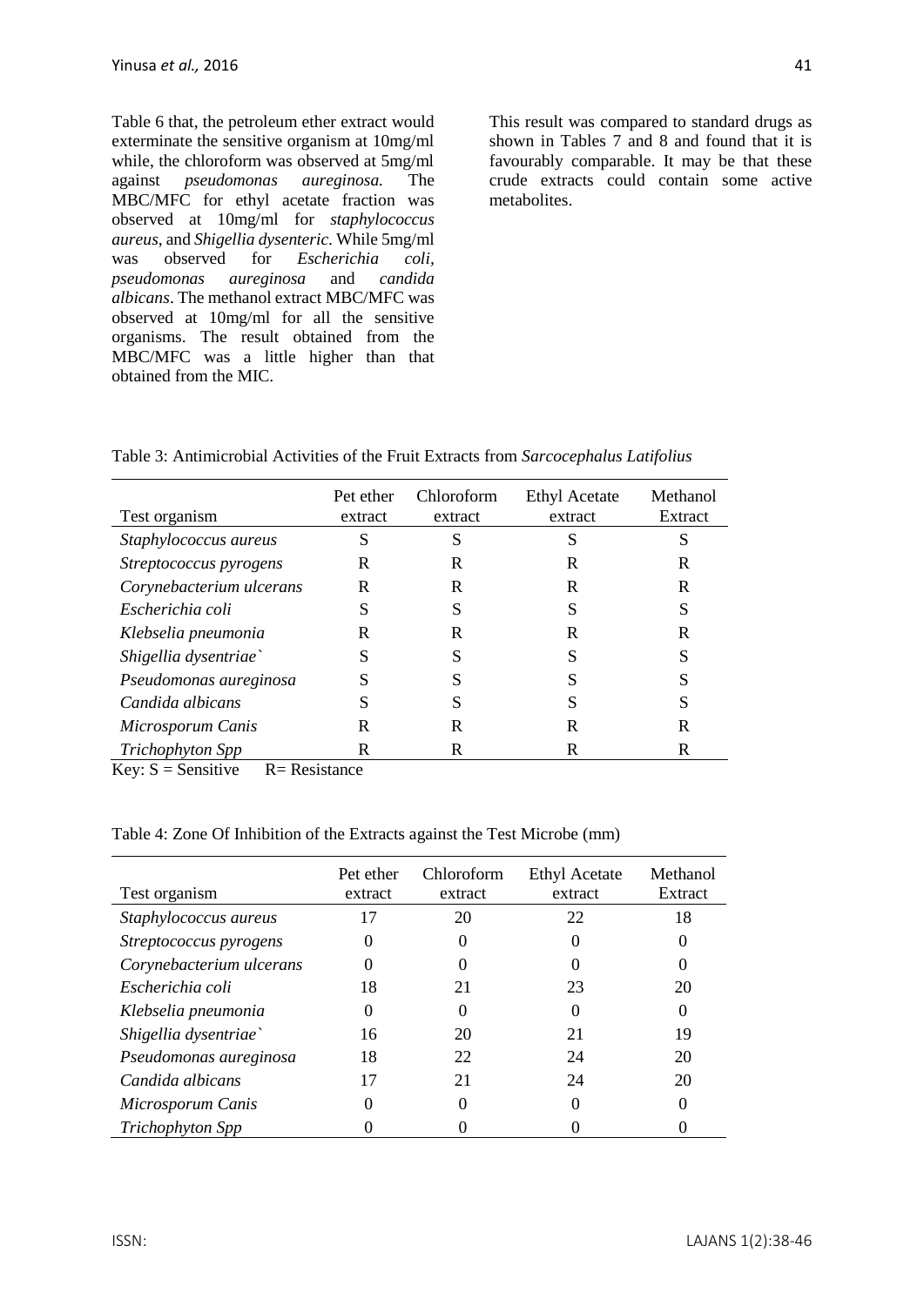Table 6 that, the petroleum ether extract would exterminate the sensitive organism at 10mg/ml while, the chloroform was observed at 5mg/ml against *pseudomonas aureginosa.* The MBC/MFC for ethyl acetate fraction was observed at 10mg/ml for *staphylococcus aureus*, and *Shigellia dysenteric*. While 5mg/ml was observed for *Escherichia coli, pseudomonas aureginosa* and *candida albicans*. The methanol extract MBC/MFC was observed at 10mg/ml for all the sensitive organisms. The result obtained from the MBC/MFC was a little higher than that obtained from the MIC.

This result was compared to standard drugs as shown in Tables 7 and 8 and found that it is favourably comparable. It may be that these crude extracts could contain some active metabolites.

Table 3: Antimicrobial Activities of the Fruit Extracts from *Sarcocephalus Latifolius*

| Test organism | Pet ether extract | Chloroform extract | Ethyl Acetate extract | Methanol Extract |
|---|---|---|---|---|
| *Staphylococcus aureus* | S | S | S | S |
| *Streptococcus pyrogens* | R | R | R | R |
| *Corynebacterium ulcerans* | R | R | R | R |
| *Escherichia coli* | S | S | S | S |
| *Klebselia pneumonia* | R | R | R | R |
| *Shigellia dysentriae`* | S | S | S | S |
| *Pseudomonas aureginosa* | S | S | S | S |
| *Candida albicans* | S | S | S | S |
| *Microsporum Canis* | R | R | R | R |
| *Trichophyton Spp* | R | R | R | R |

Key: S = Sensitive R= Resistance

Table 4: Zone Of Inhibition of the Extracts against the Test Microbe (mm)

| Test organism | Pet ether extract | Chloroform extract | Ethyl Acetate extract | Methanol Extract |
|---|---|---|---|---|
| *Staphylococcus aureus* | 17 | 20 | 22 | 18 |
| *Streptococcus pyrogens* | 0 | 0 | 0 | 0 |
| *Corynebacterium ulcerans* | 0 | 0 | 0 | 0 |
| *Escherichia coli* | 18 | 21 | 23 | 20 |
| *Klebselia pneumonia* | 0 | 0 | 0 | 0 |
| *Shigellia dysentriae`* | 16 | 20 | 21 | 19 |
| *Pseudomonas aureginosa* | 18 | 22 | 24 | 20 |
| *Candida albicans* | 17 | 21 | 24 | 20 |
| *Microsporum Canis* | 0 | 0 | 0 | 0 |
| *Trichophyton Spp* | 0 | 0 | 0 | 0 |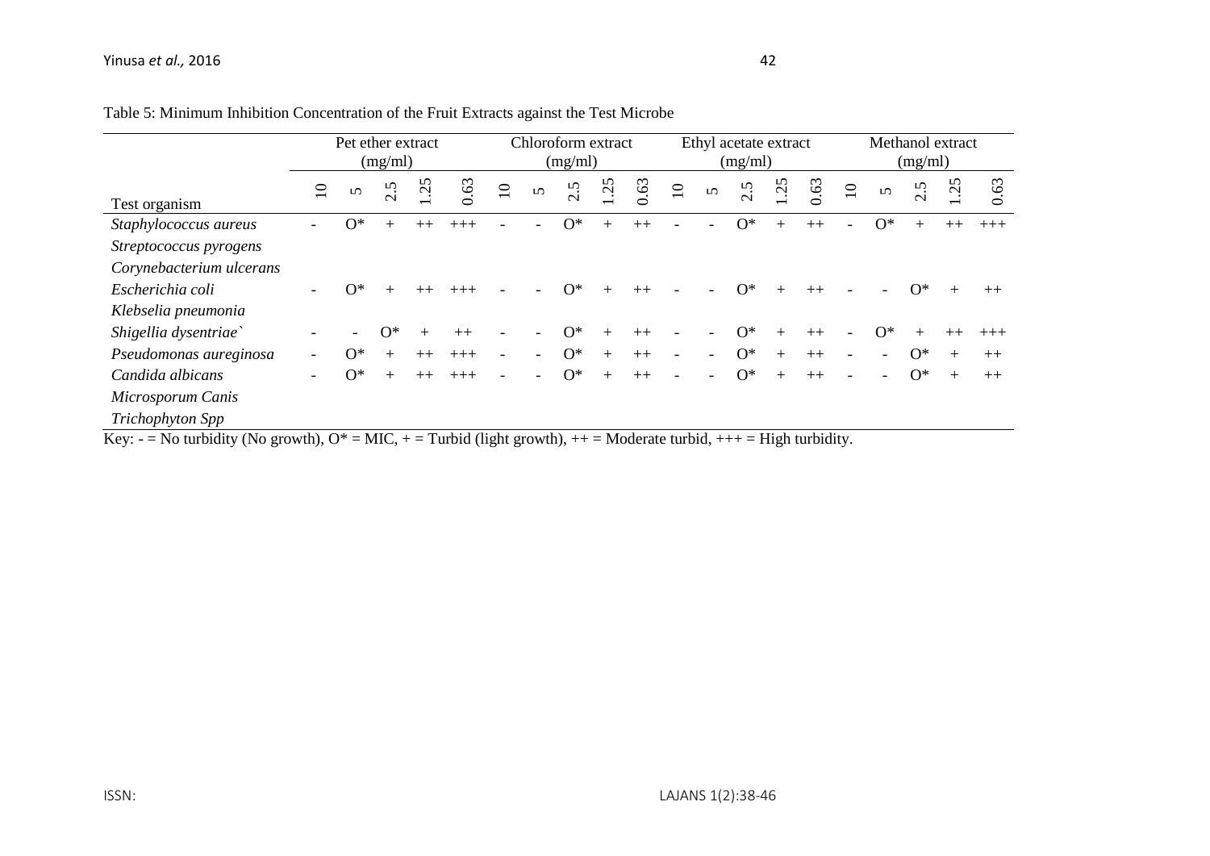Table 5: Minimum Inhibition Concentration of the Fruit Extracts against the Test Microbe

| | Pet ether extract (mg/ml) | | | | | Chloroform extract (mg/ml) | | | | | Ethyl acetate extract (mg/ml) | | | | | Methanol extract (mg/ml) | | | | |
|---|---|---|---|---|---|---|---|---|---|---|---|---|---|---|---|---|---|---|---|---|
| Test organism | 10 | 5 | 2.5 | 1.25 | 0.63 | 10 | 5 | 2.5 | 1.25 | 0.63 | 10 | 5 | 2.5 | 1.25 | 0.63 | 10 | 5 | 2.5 | 1.25 | 0.63 |
| *Staphylococcus aureus* | - | O* | + | ++ | +++ | - | - | O* | + | ++ | - | - | O* | + | ++ | - | O* | + | ++ | +++ |
| *Streptococcus pyrogens* | | | | | | | | | | | | | | | | | | | | |
| *Corynebacterium ulcerans* | | | | | | | | | | | | | | | | | | | | |
| *Escherichia coli* | - | O* | + | ++ | +++ | - | - | O* | + | ++ | - | - | O* | + | ++ | - | - | O* | + | ++ |
| *Klebselia pneumonia* | | | | | | | | | | | | | | | | | | | | |
| *Shigellia dysentriae`* | - | - | O* | + | ++ | - | - | O* | + | ++ | - | - | O* | + | ++ | - | O* | + | ++ | +++ |
| *Pseudomonas aureginosa* | - | O* | + | ++ | +++ | - | - | O* | + | ++ | - | - | O* | + | ++ | - | - | O* | + | ++ |
| *Candida albicans* | - | O* | + | ++ | +++ | - | - | O* | + | ++ | - | - | O* | + | ++ | - | - | O* | + | ++ |
| *Microsporum Canis* | | | | | | | | | | | | | | | | | | | | |
| *Trichophyton Spp* | | | | | | | | | | | | | | | | | | | | |

Key: - = No turbidity (No growth), O* = MIC, + = Turbid (light growth), ++ = Moderate turbid, +++ = High turbidity.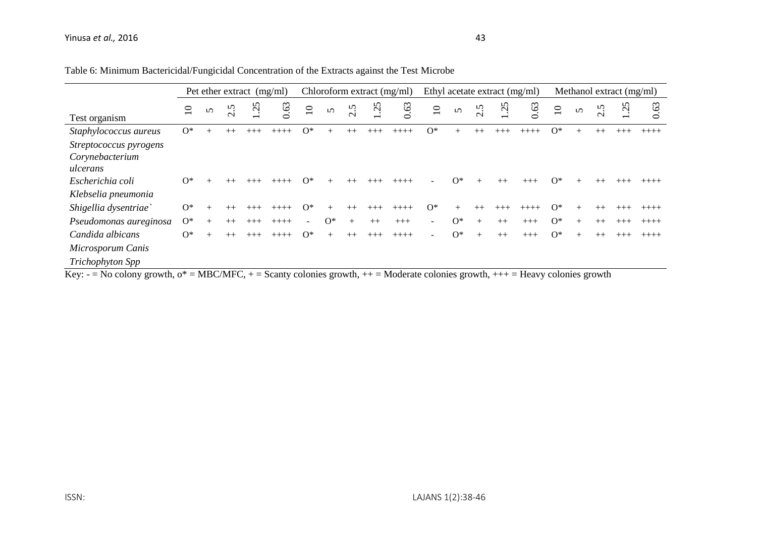Table 6: Minimum Bactericidal/Fungicidal Concentration of the Extracts against the Test Microbe

| | Pet ether extract (mg/ml) | | | | | Chloroform extract (mg/ml) | | | | | Ethyl acetate extract (mg/ml) | | | | | Methanol extract (mg/ml) | | | | |
|---|---|---|---|---|---|---|---|---|---|---|---|---|---|---|---|---|---|---|---|---|
| Test organism | 10 | 5 | 2.5 | 1.25 | 0.63 | 10 | 5 | 2.5 | 1.25 | 0.63 | 10 | 5 | 2.5 | 1.25 | 0.63 | 10 | 5 | 2.5 | 1.25 | 0.63 |
| *Staphylococcus aureus* | O* | + | ++ | +++ | ++++ | O* | + | ++ | +++ | ++++ | O* | + | ++ | +++ | ++++ | O* | + | ++ | +++ | ++++ |
| *Streptococcus pyrogens* | | | | | | | | | | | | | | | | | | | | |
| *Corynebacterium ulcerans* | | | | | | | | | | | | | | | | | | | | |
| *Escherichia coli* | O* | + | ++ | +++ | ++++ | O* | + | ++ | +++ | ++++ | - | O* | + | ++ | +++ | O* | + | ++ | +++ | ++++ |
| *Klebselia pneumonia* | | | | | | | | | | | | | | | | | | | | |
| *Shigellia dysentriae`* | O* | + | ++ | +++ | ++++ | O* | + | ++ | +++ | ++++ | O* | + | ++ | +++ | ++++ | O* | + | ++ | +++ | ++++ |
| *Pseudomonas aureginosa* | O* | + | ++ | +++ | ++++ | - | O* | + | ++ | +++ | - | O* | + | ++ | +++ | O* | + | ++ | +++ | ++++ |
| *Candida albicans* | O* | + | ++ | +++ | ++++ | O* | + | ++ | +++ | ++++ | - | O* | + | ++ | +++ | O* | + | ++ | +++ | ++++ |
| *Microsporum Canis* | | | | | | | | | | | | | | | | | | | | |
| *Trichophyton Spp* | | | | | | | | | | | | | | | | | | | | |

Key: - = No colony growth, o* = MBC/MFC, + = Scanty colonies growth, ++ = Moderate colonies growth, +++ = Heavy colonies growth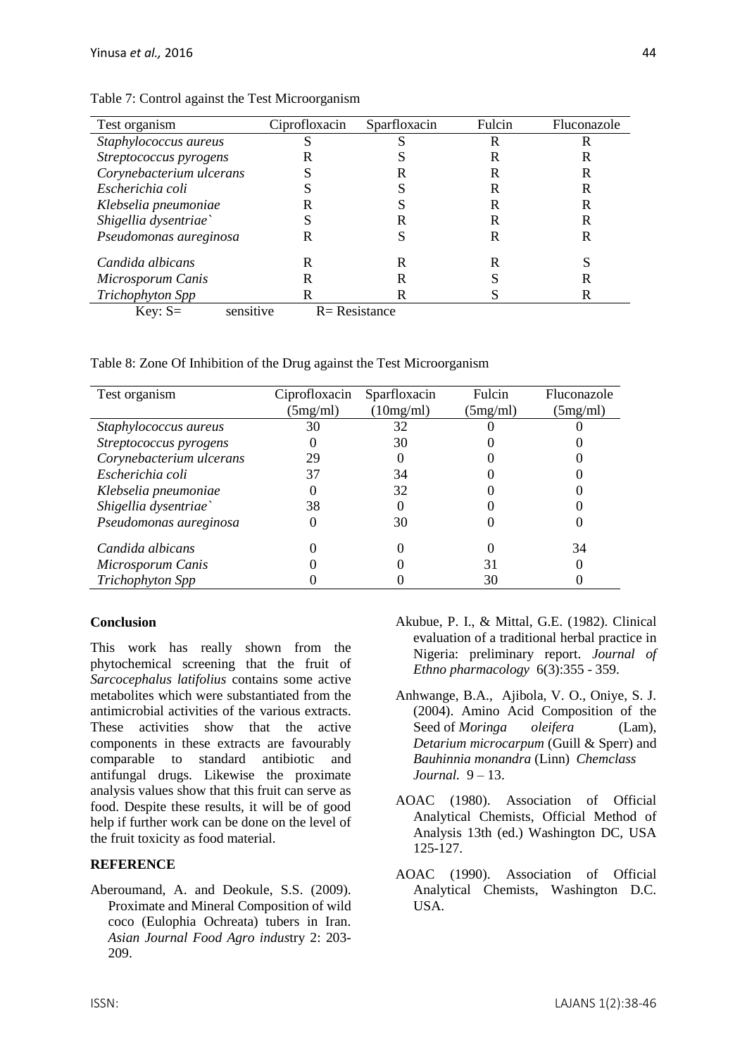Table 7: Control against the Test Microorganism

| Test organism | Ciprofloxacin | Sparfloxacin | Fulcin | Fluconazole |
|---|---|---|---|---|
| *Staphylococcus aureus* | S | S | R | R |
| *Streptococcus pyrogens* | R | S | R | R |
| *Corynebacterium ulcerans* | S | R | R | R |
| *Escherichia coli* | S | S | R | R |
| *Klebselia pneumoniae* | R | S | R | R |
| *Shigellia dysentriae`* | S | R | R | R |
| *Pseudomonas aureginosa* | R | S | R | R |
| *Candida albicans* | R | R | R | S |
| *Microsporum Canis* | R | R | S | R |
| *Trichophyton Spp* | R | R | S | R |

Key: S= sensitive R= Resistance

Table 8: Zone Of Inhibition of the Drug against the Test Microorganism

| Test organism | Ciprofloxacin (5mg/ml) | Sparfloxacin (10mg/ml) | Fulcin (5mg/ml) | Fluconazole (5mg/ml) |
|---|---|---|---|---|
| *Staphylococcus aureus* | 30 | 32 | 0 | 0 |
| *Streptococcus pyrogens* | 0 | 30 | 0 | 0 |
| *Corynebacterium ulcerans* | 29 | 0 | 0 | 0 |
| *Escherichia coli* | 37 | 34 | 0 | 0 |
| *Klebselia pneumoniae* | 0 | 32 | 0 | 0 |
| *Shigellia dysentriae`* | 38 | 0 | 0 | 0 |
| *Pseudomonas aureginosa* | 0 | 30 | 0 | 0 |
| *Candida albicans* | 0 | 0 | 0 | 34 |
| *Microsporum Canis* | 0 | 0 | 31 | 0 |
| *Trichophyton Spp* | 0 | 0 | 30 | 0 |

## Conclusion

This work has really shown from the phytochemical screening that the fruit of *Sarcocephalus latifolius* contains some active metabolites which were substantiated from the antimicrobial activities of the various extracts. These activities show that the active components in these extracts are favourably comparable to standard antibiotic and antifungal drugs. Likewise the proximate analysis values show that this fruit can serve as food. Despite these results, it will be of good help if further work can be done on the level of the fruit toxicity as food material.

## REFERENCE

Aberoumand, A. and Deokule, S.S. (2009). Proximate and Mineral Composition of wild coco (Eulophia Ochreata) tubers in Iran. *Asian Journal Food Agro indus*try 2: 203-209.

Akubue, P. I., & Mittal, G.E. (1982). Clinical evaluation of a traditional herbal practice in Nigeria: preliminary report. *Journal of Ethno pharmacology* 6(3):355 - 359.

Anhwange, B.A., Ajibola, V. O., Oniye, S. J. (2004). Amino Acid Composition of the Seed of *Moringa oleifera* (Lam), *Detarium microcarpum* (Guill & Sperr) and *Bauhinnia monandra* (Linn) *Chemclass Journal.* 9 – 13.

AOAC (1980). Association of Official Analytical Chemists, Official Method of Analysis 13th (ed.) Washington DC, USA 125-127.

AOAC (1990). Association of Official Analytical Chemists, Washington D.C. USA.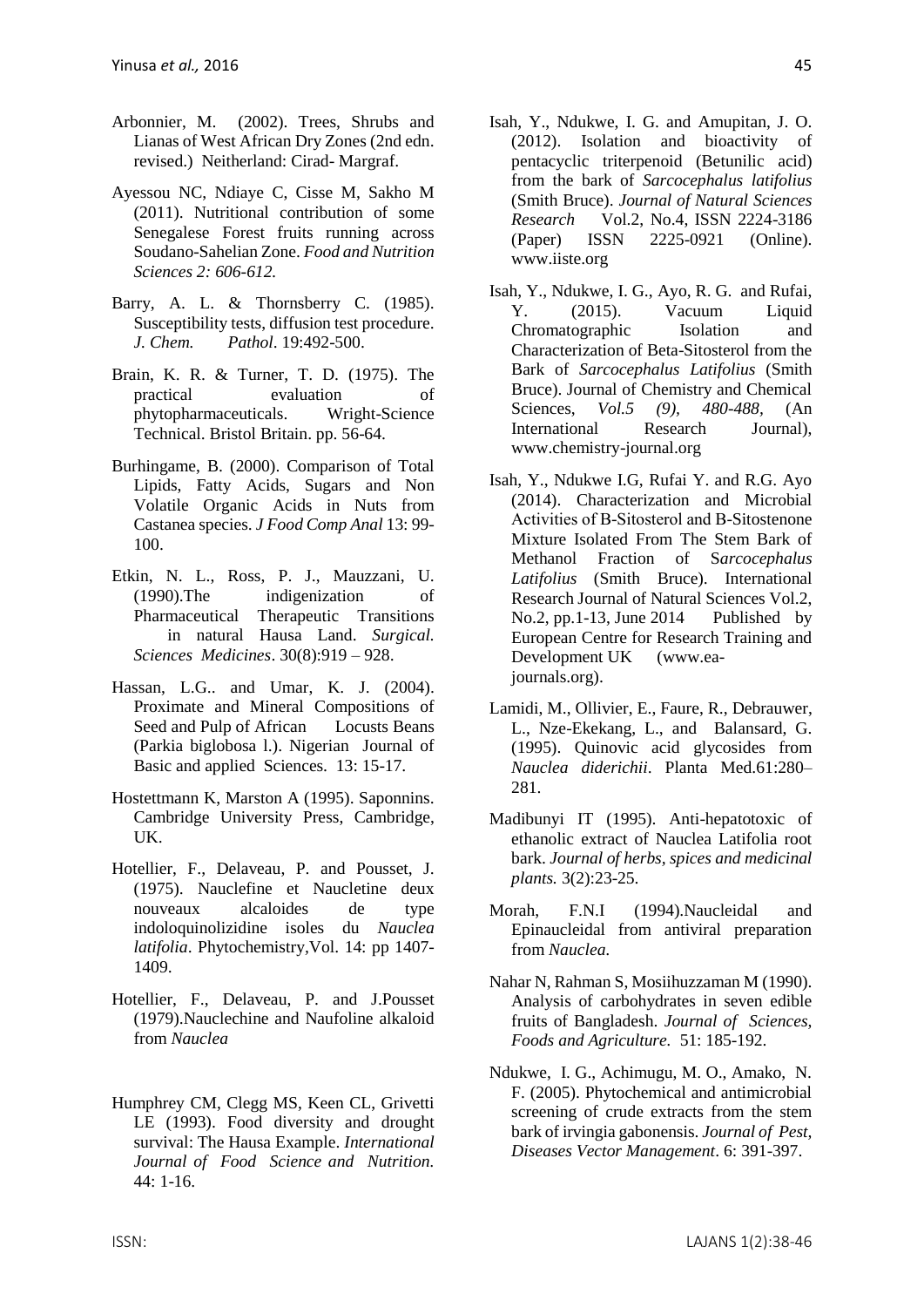Arbonnier, M. (2002). Trees, Shrubs and Lianas of West African Dry Zones (2nd edn. revised.) Neitherland: Cirad- Margraf.

Ayessou NC, Ndiaye C, Cisse M, Sakho M (2011). Nutritional contribution of some Senegalese Forest fruits running across Soudano-Sahelian Zone. *Food and Nutrition Sciences 2: 606-612.*

Barry, A. L. & Thornsberry C. (1985). Susceptibility tests, diffusion test procedure. *J. Chem. Pathol*. 19:492-500.

Brain, K. R. & Turner, T. D. (1975). The practical evaluation of phytopharmaceuticals. Wright-Science Technical. Bristol Britain. pp. 56-64.

Burhingame, B. (2000). Comparison of Total Lipids, Fatty Acids, Sugars and Non Volatile Organic Acids in Nuts from Castanea species. *J Food Comp Anal* 13: 99-100.

Etkin, N. L., Ross, P. J., Mauzzani, U. (1990).The indigenization of Pharmaceutical Therapeutic Transitions in natural Hausa Land. *Surgical. Sciences Medicines*. 30(8):919 – 928.

Hassan, L.G.. and Umar, K. J. (2004). Proximate and Mineral Compositions of Seed and Pulp of African Locusts Beans (Parkia biglobosa l.). Nigerian Journal of Basic and applied Sciences. 13: 15-17.

Hostettmann K, Marston A (1995). Saponnins. Cambridge University Press, Cambridge, UK.

Hotellier, F., Delaveau, P. and Pousset, J. (1975). Nauclefine et Naucletine deux nouveaux alcaloides de type indoloquinolizidine isoles du *Nauclea latifolia*. Phytochemistry,Vol. 14: pp 1407-1409.

Hotellier, F., Delaveau, P. and J.Pousset (1979).Nauclechine and Naufoline alkaloid from *Nauclea*

Humphrey CM, Clegg MS, Keen CL, Grivetti LE (1993). Food diversity and drought survival: The Hausa Example. *International Journal of Food Science and Nutrition.* 44: 1-16.

Isah, Y., Ndukwe, I. G. and Amupitan, J. O. (2012). Isolation and bioactivity of pentacyclic triterpenoid (Betunilic acid) from the bark of *Sarcocephalus latifolius* (Smith Bruce). *Journal of Natural Sciences Research* Vol.2, No.4, ISSN 2224-3186 (Paper) ISSN 2225-0921 (Online). www.iiste.org

Isah, Y., Ndukwe, I. G., Ayo, R. G. and Rufai, Y. (2015). Vacuum Liquid Chromatographic Isolation and Characterization of Beta-Sitosterol from the Bark of *Sarcocephalus Latifolius* (Smith Bruce). Journal of Chemistry and Chemical Sciences, *Vol.5 (9), 480-488,* (An International Research Journal), www.chemistry-journal.org

Isah, Y., Ndukwe I.G, Rufai Y. and R.G. Ayo (2014). Characterization and Microbial Activities of B-Sitosterol and B-Sitostenone Mixture Isolated From The Stem Bark of Methanol Fraction of S*arcocephalus Latifolius* (Smith Bruce). International Research Journal of Natural Sciences Vol.2, No.2, pp.1-13, June 2014 Published by European Centre for Research Training and Development UK (www.ea-journals.org).

Lamidi, M., Ollivier, E., Faure, R., Debrauwer, L., Nze-Ekekang, L., and Balansard, G. (1995). Quinovic acid glycosides from *Nauclea diderichii*. Planta Med.61:280–281.

Madibunyi IT (1995). Anti-hepatotoxic of ethanolic extract of Nauclea Latifolia root bark. *Journal of herbs, spices and medicinal plants.* 3(2):23-25.

Morah, F.N.I (1994).Naucleidal and Epinaucleidal from antiviral preparation from *Nauclea.*

Nahar N, Rahman S, Mosiihuzzaman M (1990). Analysis of carbohydrates in seven edible fruits of Bangladesh. *Journal of Sciences, Foods and Agriculture.* 51: 185-192.

Ndukwe, I. G., Achimugu, M. O., Amako, N. F. (2005). Phytochemical and antimicrobial screening of crude extracts from the stem bark of irvingia gabonensis. *Journal of Pest, Diseases Vector Management*. 6: 391-397.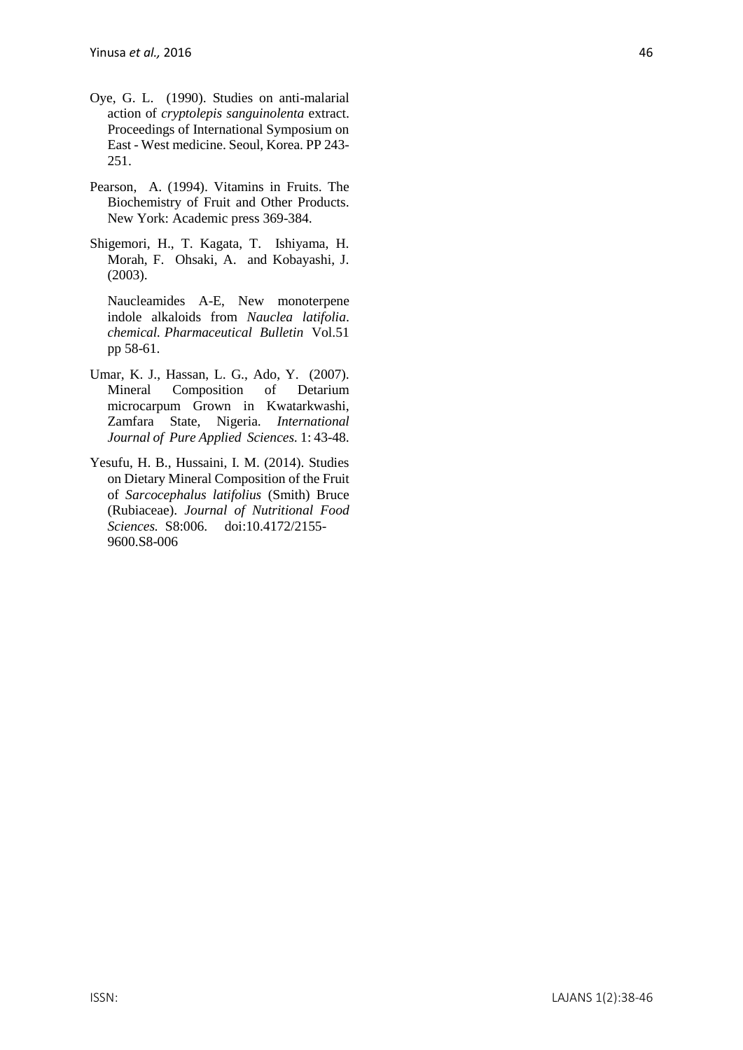Oye, G. L. (1990). Studies on anti-malarial action of *cryptolepis sanguinolenta* extract. Proceedings of International Symposium on East - West medicine. Seoul, Korea. PP 243-251.

Pearson, A. (1994). Vitamins in Fruits. The Biochemistry of Fruit and Other Products. New York: Academic press 369-384.

Shigemori, H., T. Kagata, T. Ishiyama, H. Morah, F. Ohsaki, A. and Kobayashi, J. (2003).

Naucleamides A-E, New monoterpene indole alkaloids from *Nauclea latifolia*. *chemical. Pharmaceutical Bulletin* Vol.51 pp 58-61.

Umar, K. J., Hassan, L. G., Ado, Y. (2007). Mineral Composition of Detarium microcarpum Grown in Kwatarkwashi, Zamfara State, Nigeria. *International Journal of Pure Applied Sciences*. 1: 43-48.

Yesufu, H. B., Hussaini, I. M. (2014). Studies on Dietary Mineral Composition of the Fruit of *Sarcocephalus latifolius* (Smith) Bruce (Rubiaceae). *Journal of Nutritional Food Sciences.* S8:006. doi:10.4172/2155-9600.S8-006